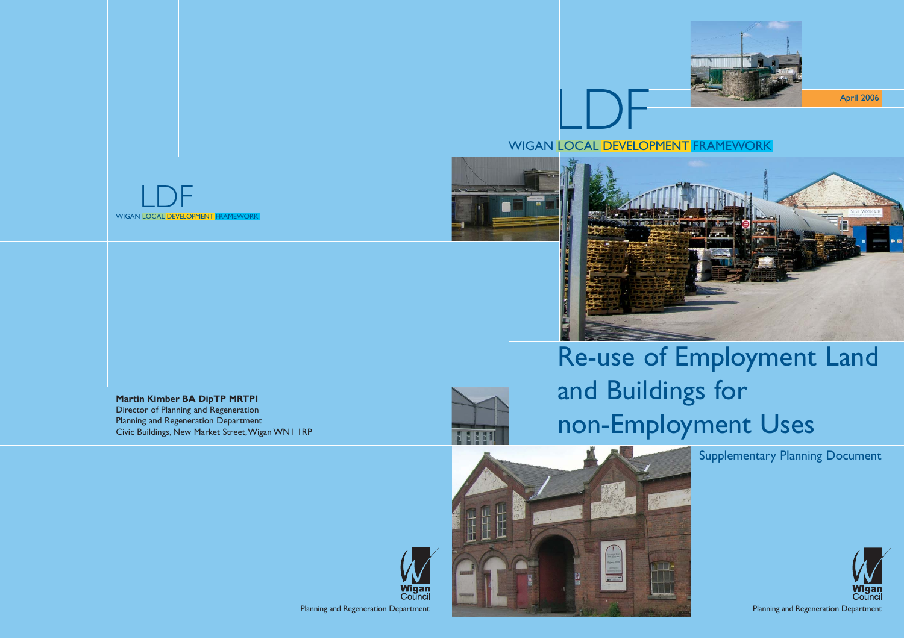LDF

WIGAN LOCAL DEVELOPMENT FRAMEWORK

April 2006

# Re-use of Employment Land and Buildings for non-Employment Uses

## Supplementary Planning Document

Wigan Council

Planning and Regeneration Department

LDF

WIGAN LOCAL DEVELOPMENT FRAMEWORK

**Martin Kimber BA DipTP MRTPI**
Director of Planning and Regeneration
Planning and Regeneration Department
Civic Buildings, New Market Street, Wigan WN1 1RP

Wigan Council

Planning and Regeneration Department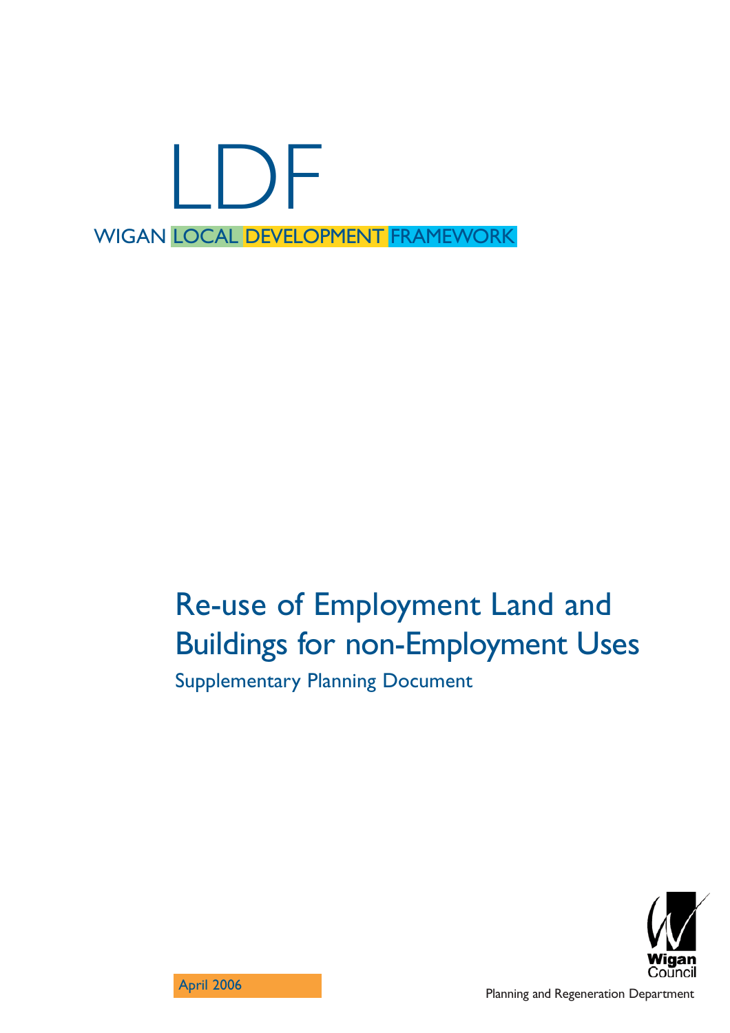# LDF

WIGAN LOCAL DEVELOPMENT FRAMEWORK

## Re-use of Employment Land and Buildings for non-Employment Uses

### Supplementary Planning Document

April 2006

Wigan Council

Planning and Regeneration Department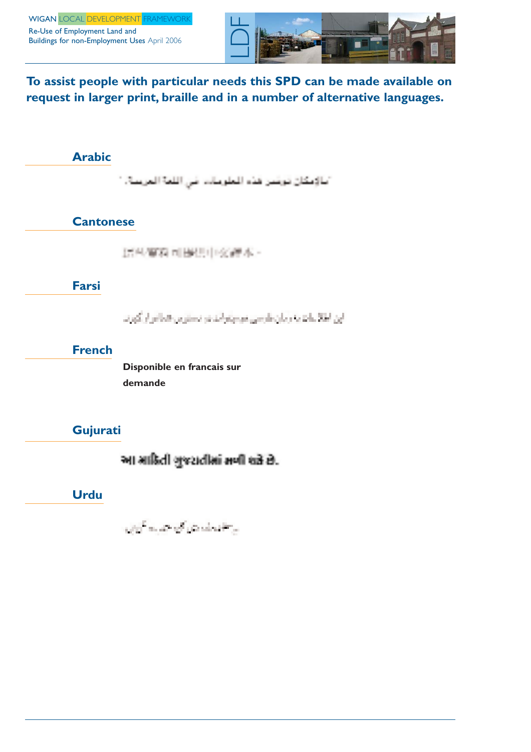**To assist people with particular needs this SPD can be made available on request in larger print, braille and in a number of alternative languages.**

## Arabic

"بالإمكان توفير هذه المعلومات في اللغة العربية."

## Cantonese

## Farsi

## French

**Disponible en francais sur demande**

## Gujurati

આ માહિતી ગુજરાતીમાં મળી શકે છે.

## Urdu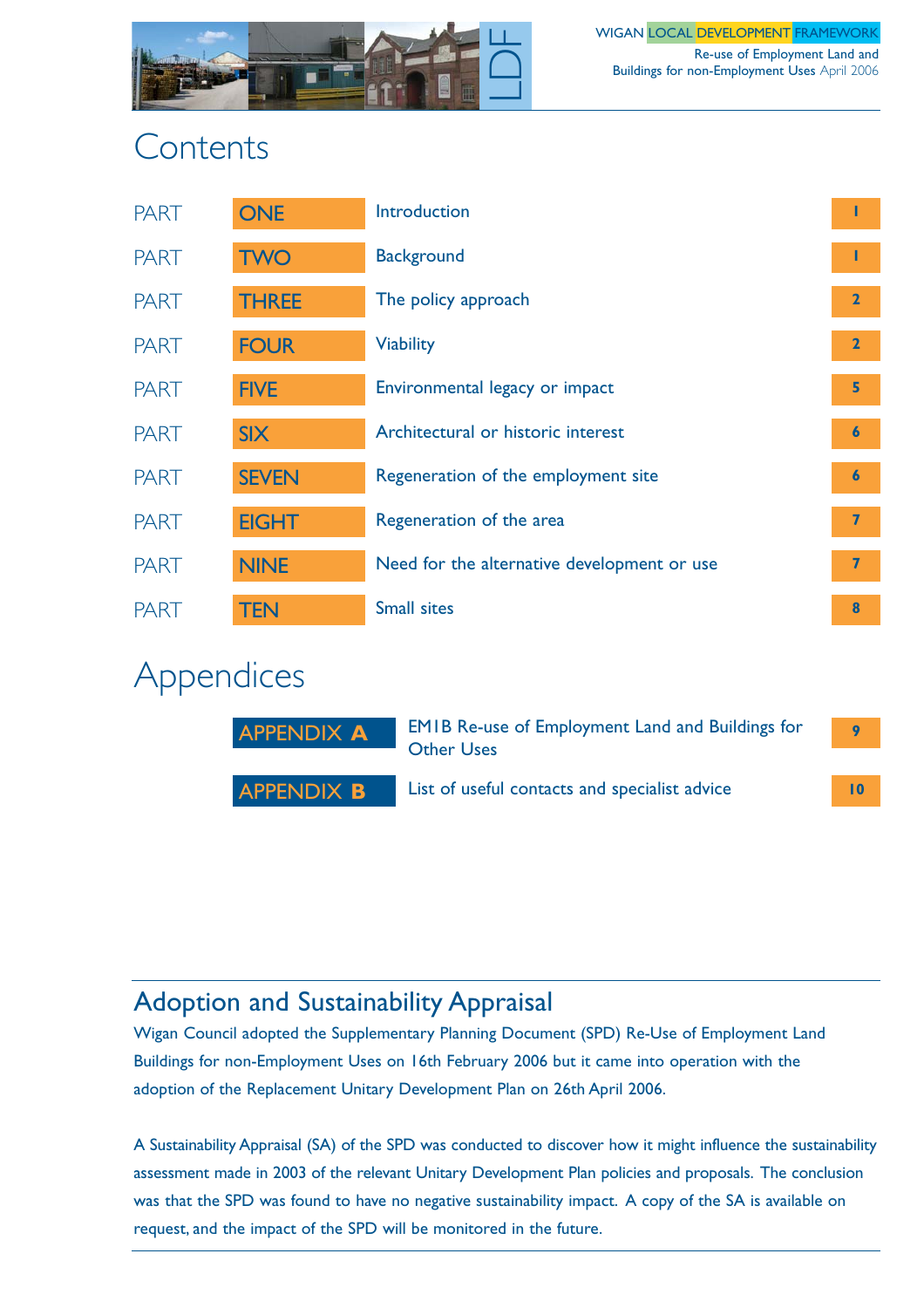# Contents

| | | | |
|---|---|---|---|
| PART | ONE | Introduction | 1 |
| PART | TWO | Background | 1 |
| PART | THREE | The policy approach | 2 |
| PART | FOUR | Viability | 2 |
| PART | FIVE | Environmental legacy or impact | 5 |
| PART | SIX | Architectural or historic interest | 6 |
| PART | SEVEN | Regeneration of the employment site | 6 |
| PART | EIGHT | Regeneration of the area | 7 |
| PART | NINE | Need for the alternative development or use | 7 |
| PART | TEN | Small sites | 8 |

# Appendices

| | | |
|---|---|---|
| APPENDIX **A** | EM1B Re-use of Employment Land and Buildings for Other Uses | 9 |
| APPENDIX **B** | List of useful contacts and specialist advice | 10 |

## Adoption and Sustainability Appraisal

Wigan Council adopted the Supplementary Planning Document (SPD) Re-Use of Employment Land Buildings for non-Employment Uses on 16th February 2006 but it came into operation with the adoption of the Replacement Unitary Development Plan on 26th April 2006.

A Sustainability Appraisal (SA) of the SPD was conducted to discover how it might influence the sustainability assessment made in 2003 of the relevant Unitary Development Plan policies and proposals. The conclusion was that the SPD was found to have no negative sustainability impact. A copy of the SA is available on request, and the impact of the SPD will be monitored in the future.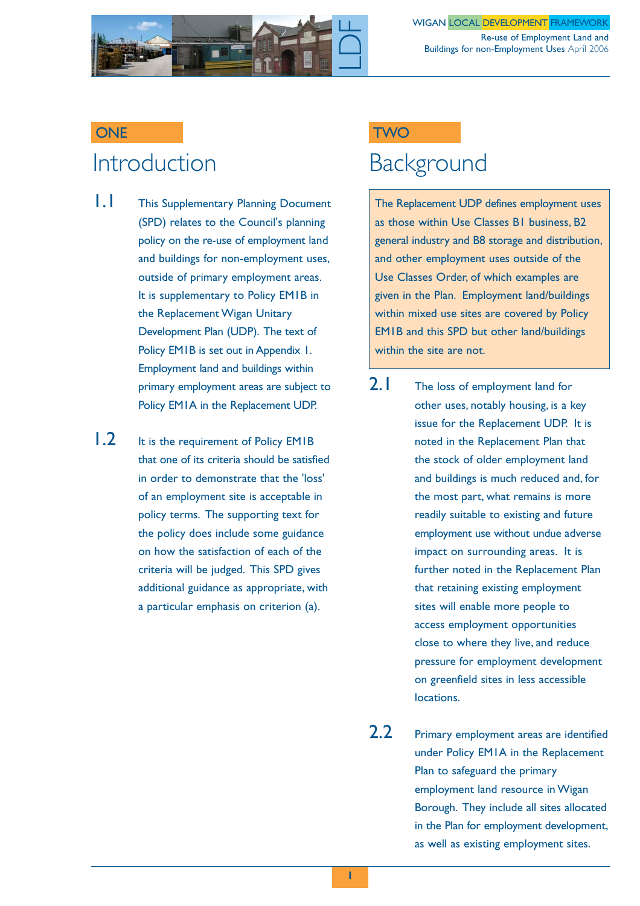## ONE

# Introduction

**1.1** This Supplementary Planning Document (SPD) relates to the Council's planning policy on the re-use of employment land and buildings for non-employment uses, outside of primary employment areas. It is supplementary to Policy EM1B in the Replacement Wigan Unitary Development Plan (UDP). The text of Policy EM1B is set out in Appendix 1. Employment land and buildings within primary employment areas are subject to Policy EM1A in the Replacement UDP.

**1.2** It is the requirement of Policy EM1B that one of its criteria should be satisfied in order to demonstrate that the 'loss' of an employment site is acceptable in policy terms. The supporting text for the policy does include some guidance on how the satisfaction of each of the criteria will be judged. This SPD gives additional guidance as appropriate, with a particular emphasis on criterion (a).

## TWO

# Background

> The Replacement UDP defines employment uses as those within Use Classes B1 business, B2 general industry and B8 storage and distribution, and other employment uses outside of the Use Classes Order, of which examples are given in the Plan. Employment land/buildings within mixed use sites are covered by Policy EM1B and this SPD but other land/buildings within the site are not.

**2.1** The loss of employment land for other uses, notably housing, is a key issue for the Replacement UDP. It is noted in the Replacement Plan that the stock of older employment land and buildings is much reduced and, for the most part, what remains is more readily suitable to existing and future employment use without undue adverse impact on surrounding areas. It is further noted in the Replacement Plan that retaining existing employment sites will enable more people to access employment opportunities close to where they live, and reduce pressure for employment development on greenfield sites in less accessible locations.

**2.2** Primary employment areas are identified under Policy EM1A in the Replacement Plan to safeguard the primary employment land resource in Wigan Borough. They include all sites allocated in the Plan for employment development, as well as existing employment sites.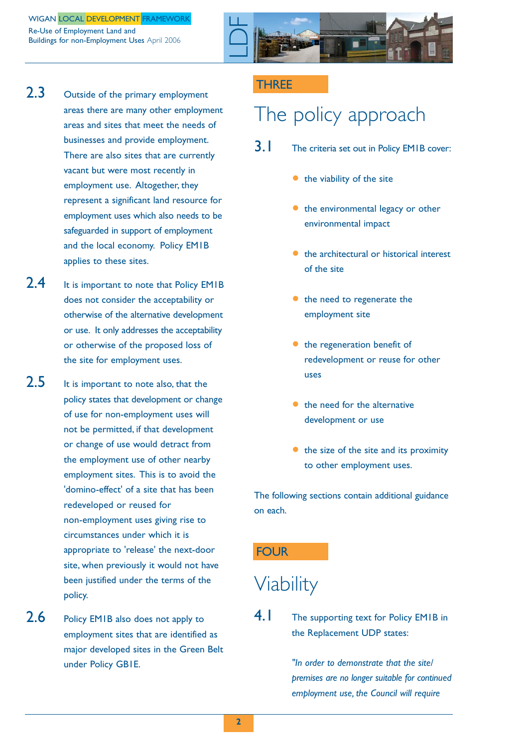2.3 Outside of the primary employment areas there are many other employment areas and sites that meet the needs of businesses and provide employment. There are also sites that are currently vacant but were most recently in employment use. Altogether, they represent a significant land resource for employment uses which also needs to be safeguarded in support of employment and the local economy. Policy EM1B applies to these sites.

2.4 It is important to note that Policy EM1B does not consider the acceptability or otherwise of the alternative development or use. It only addresses the acceptability or otherwise of the proposed loss of the site for employment uses.

2.5 It is important to note also, that the policy states that development or change of use for non-employment uses will not be permitted, if that development or change of use would detract from the employment use of other nearby employment sites. This is to avoid the 'domino-effect' of a site that has been redeveloped or reused for non-employment uses giving rise to circumstances under which it is appropriate to 'release' the next-door site, when previously it would not have been justified under the terms of the policy.

2.6 Policy EM1B also does not apply to employment sites that are identified as major developed sites in the Green Belt under Policy GB1E.

## THREE

# The policy approach

3.1 The criteria set out in Policy EM1B cover:

- the viability of the site
- the environmental legacy or other environmental impact
- the architectural or historical interest of the site
- the need to regenerate the employment site
- the regeneration benefit of redevelopment or reuse for other uses
- the need for the alternative development or use
- the size of the site and its proximity to other employment uses.

The following sections contain additional guidance on each.

## FOUR

# Viability

4.1 The supporting text for Policy EM1B in the Replacement UDP states:

*"In order to demonstrate that the site/premises are no longer suitable for continued employment use, the Council will require*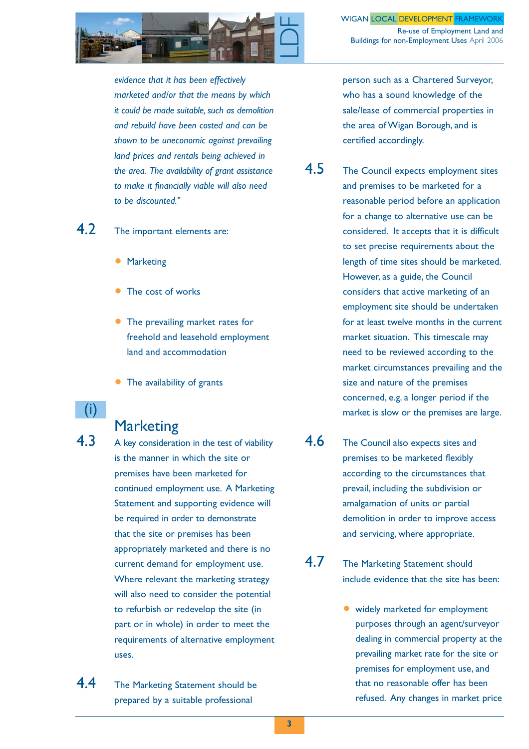*evidence that it has been effectively marketed and/or that the means by which it could be made suitable, such as demolition and rebuild have been costed and can be shown to be uneconomic against prevailing land prices and rentals being achieved in the area. The availability of grant assistance to make it financially viable will also need to be discounted."*

4.2 The important elements are:

- Marketing
- The cost of works
- The prevailing market rates for freehold and leasehold employment land and accommodation
- The availability of grants

## (i) Marketing

4.3 A key consideration in the test of viability is the manner in which the site or premises have been marketed for continued employment use. A Marketing Statement and supporting evidence will be required in order to demonstrate that the site or premises has been appropriately marketed and there is no current demand for employment use. Where relevant the marketing strategy will also need to consider the potential to refurbish or redevelop the site (in part or in whole) in order to meet the requirements of alternative employment uses.

4.4 The Marketing Statement should be prepared by a suitable professional person such as a Chartered Surveyor, who has a sound knowledge of the sale/lease of commercial properties in the area of Wigan Borough, and is certified accordingly.

4.5 The Council expects employment sites and premises to be marketed for a reasonable period before an application for a change to alternative use can be considered. It accepts that it is difficult to set precise requirements about the length of time sites should be marketed. However, as a guide, the Council considers that active marketing of an employment site should be undertaken for at least twelve months in the current market situation. This timescale may need to be reviewed according to the market circumstances prevailing and the size and nature of the premises concerned, e.g. a longer period if the market is slow or the premises are large.

4.6 The Council also expects sites and premises to be marketed flexibly according to the circumstances that prevail, including the subdivision or amalgamation of units or partial demolition in order to improve access and servicing, where appropriate.

4.7 The Marketing Statement should include evidence that the site has been:

- widely marketed for employment purposes through an agent/surveyor dealing in commercial property at the prevailing market rate for the site or premises for employment use, and that no reasonable offer has been refused. Any changes in market price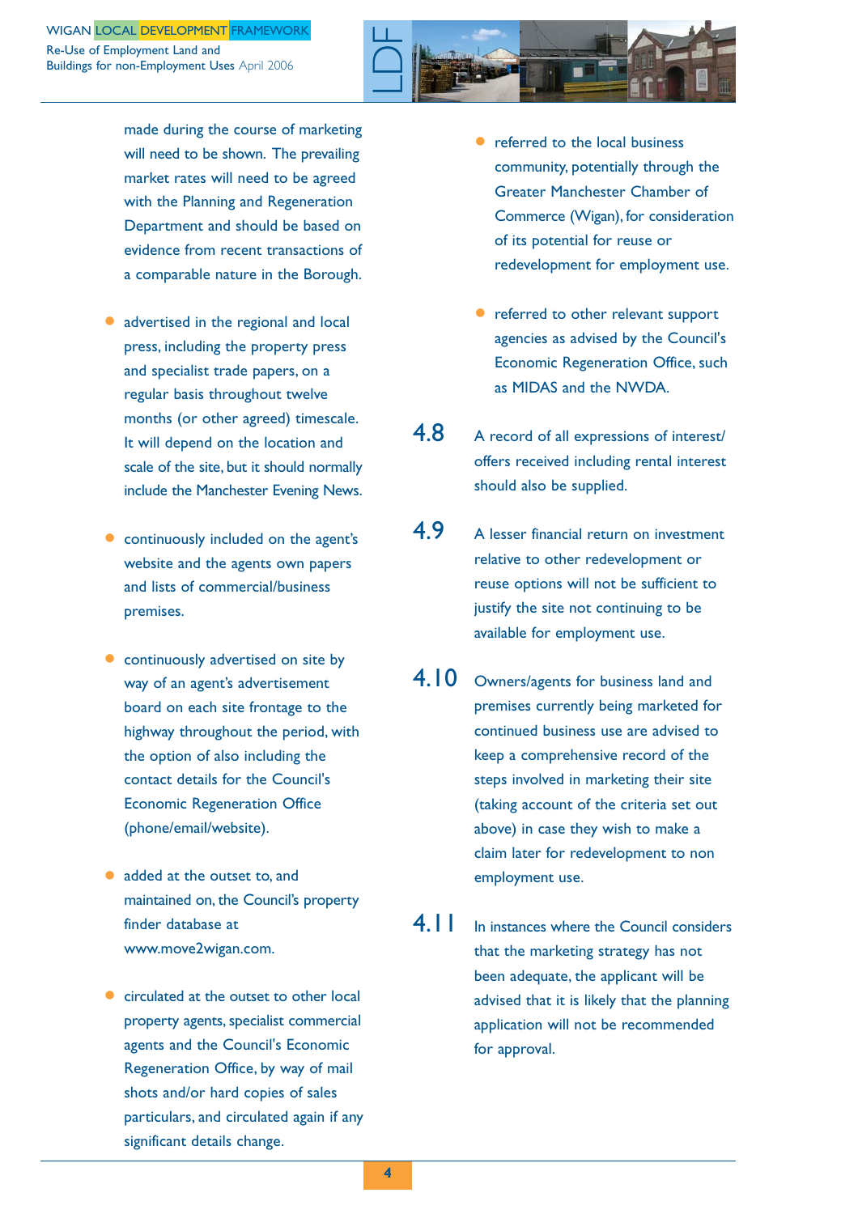made during the course of marketing will need to be shown. The prevailing market rates will need to be agreed with the Planning and Regeneration Department and should be based on evidence from recent transactions of a comparable nature in the Borough.

- advertised in the regional and local press, including the property press and specialist trade papers, on a regular basis throughout twelve months (or other agreed) timescale. It will depend on the location and scale of the site, but it should normally include the Manchester Evening News.

- continuously included on the agent's website and the agents own papers and lists of commercial/business premises.

- continuously advertised on site by way of an agent's advertisement board on each site frontage to the highway throughout the period, with the option of also including the contact details for the Council's Economic Regeneration Office (phone/email/website).

- added at the outset to, and maintained on, the Council's property finder database at www.move2wigan.com.

- circulated at the outset to other local property agents, specialist commercial agents and the Council's Economic Regeneration Office, by way of mail shots and/or hard copies of sales particulars, and circulated again if any significant details change.

- referred to the local business community, potentially through the Greater Manchester Chamber of Commerce (Wigan), for consideration of its potential for reuse or redevelopment for employment use.

- referred to other relevant support agencies as advised by the Council's Economic Regeneration Office, such as MIDAS and the NWDA.

**4.8** A record of all expressions of interest/ offers received including rental interest should also be supplied.

**4.9** A lesser financial return on investment relative to other redevelopment or reuse options will not be sufficient to justify the site not continuing to be available for employment use.

**4.10** Owners/agents for business land and premises currently being marketed for continued business use are advised to keep a comprehensive record of the steps involved in marketing their site (taking account of the criteria set out above) in case they wish to make a claim later for redevelopment to non employment use.

**4.11** In instances where the Council considers that the marketing strategy has not been adequate, the applicant will be advised that it is likely that the planning application will not be recommended for approval.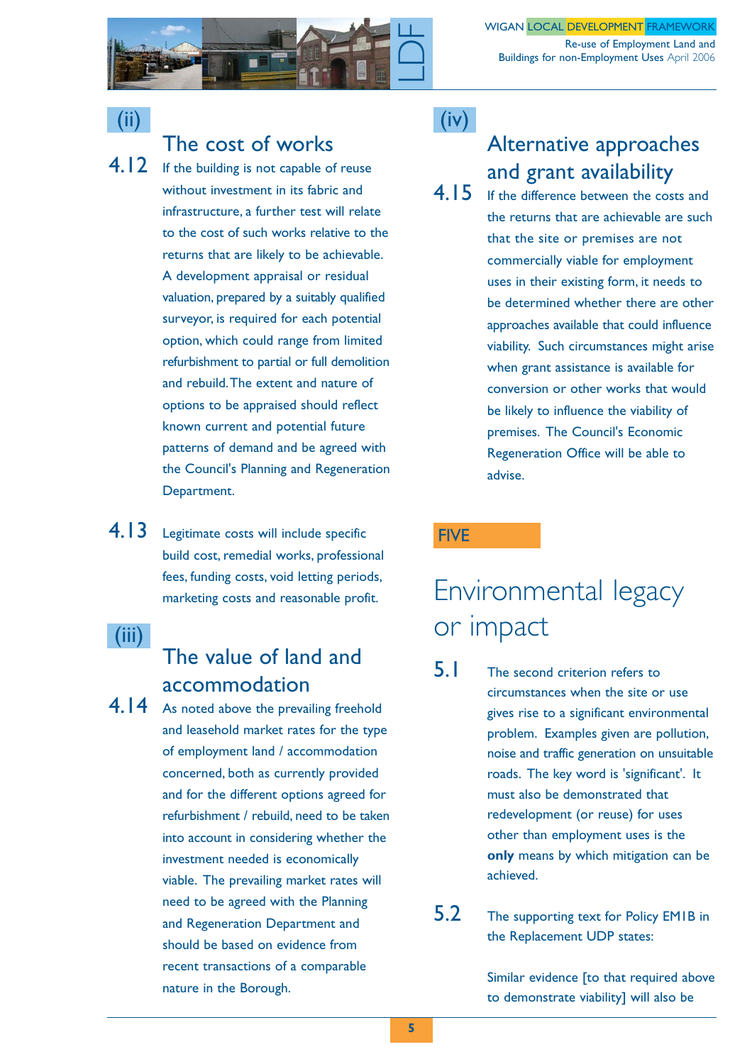### (ii) The cost of works

**4.12** If the building is not capable of reuse without investment in its fabric and infrastructure, a further test will relate to the cost of such works relative to the returns that are likely to be achievable. A development appraisal or residual valuation, prepared by a suitably qualified surveyor, is required for each potential option, which could range from limited refurbishment to partial or full demolition and rebuild. The extent and nature of options to be appraised should reflect known current and potential future patterns of demand and be agreed with the Council's Planning and Regeneration Department.

**4.13** Legitimate costs will include specific build cost, remedial works, professional fees, funding costs, void letting periods, marketing costs and reasonable profit.

### (iii) The value of land and accommodation

**4.14** As noted above the prevailing freehold and leasehold market rates for the type of employment land / accommodation concerned, both as currently provided and for the different options agreed for refurbishment / rebuild, need to be taken into account in considering whether the investment needed is economically viable. The prevailing market rates will need to be agreed with the Planning and Regeneration Department and should be based on evidence from recent transactions of a comparable nature in the Borough.

### (iv) Alternative approaches and grant availability

**4.15** If the difference between the costs and the returns that are achievable are such that the site or premises are not commercially viable for employment uses in their existing form, it needs to be determined whether there are other approaches available that could influence viability. Such circumstances might arise when grant assistance is available for conversion or other works that would be likely to influence the viability of premises. The Council's Economic Regeneration Office will be able to advise.

## FIVE

# Environmental legacy or impact

**5.1** The second criterion refers to circumstances when the site or use gives rise to a significant environmental problem. Examples given are pollution, noise and traffic generation on unsuitable roads. The key word is 'significant'. It must also be demonstrated that redevelopment (or reuse) for uses other than employment uses is the **only** means by which mitigation can be achieved.

**5.2** The supporting text for Policy EM1B in the Replacement UDP states:

Similar evidence [to that required above to demonstrate viability] will also be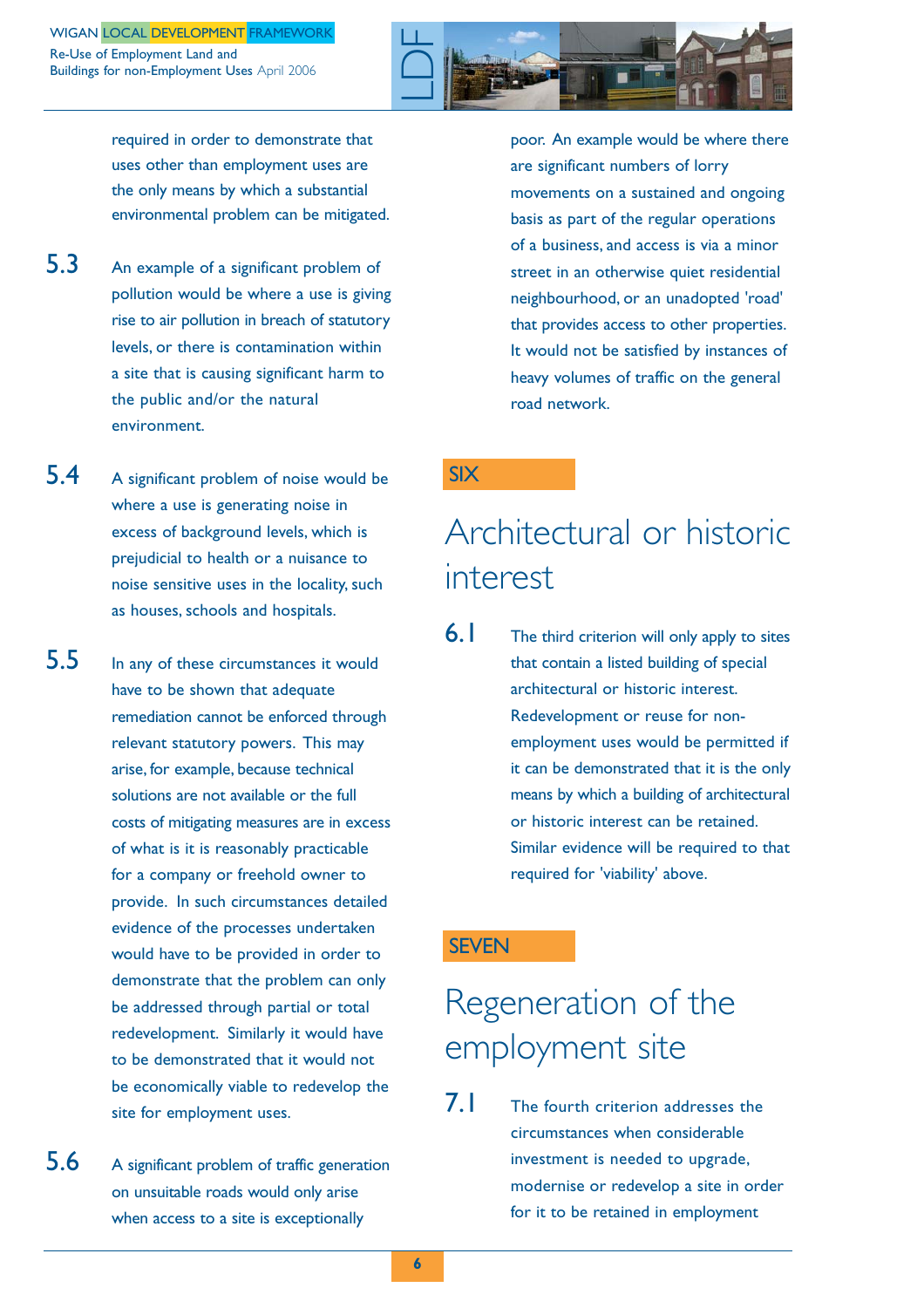required in order to demonstrate that uses other than employment uses are the only means by which a substantial environmental problem can be mitigated.

5.3 An example of a significant problem of pollution would be where a use is giving rise to air pollution in breach of statutory levels, or there is contamination within a site that is causing significant harm to the public and/or the natural environment.

5.4 A significant problem of noise would be where a use is generating noise in excess of background levels, which is prejudicial to health or a nuisance to noise sensitive uses in the locality, such as houses, schools and hospitals.

5.5 In any of these circumstances it would have to be shown that adequate remediation cannot be enforced through relevant statutory powers. This may arise, for example, because technical solutions are not available or the full costs of mitigating measures are in excess of what is it is reasonably practicable for a company or freehold owner to provide. In such circumstances detailed evidence of the processes undertaken would have to be provided in order to demonstrate that the problem can only be addressed through partial or total redevelopment. Similarly it would have to be demonstrated that it would not be economically viable to redevelop the site for employment uses.

5.6 A significant problem of traffic generation on unsuitable roads would only arise when access to a site is exceptionally poor. An example would be where there are significant numbers of lorry movements on a sustained and ongoing basis as part of the regular operations of a business, and access is via a minor street in an otherwise quiet residential neighbourhood, or an unadopted 'road' that provides access to other properties. It would not be satisfied by instances of heavy volumes of traffic on the general road network.

## SIX

# Architectural or historic interest

6.1 The third criterion will only apply to sites that contain a listed building of special architectural or historic interest. Redevelopment or reuse for non-employment uses would be permitted if it can be demonstrated that it is the only means by which a building of architectural or historic interest can be retained. Similar evidence will be required to that required for 'viability' above.

## SEVEN

# Regeneration of the employment site

7.1 The fourth criterion addresses the circumstances when considerable investment is needed to upgrade, modernise or redevelop a site in order for it to be retained in employment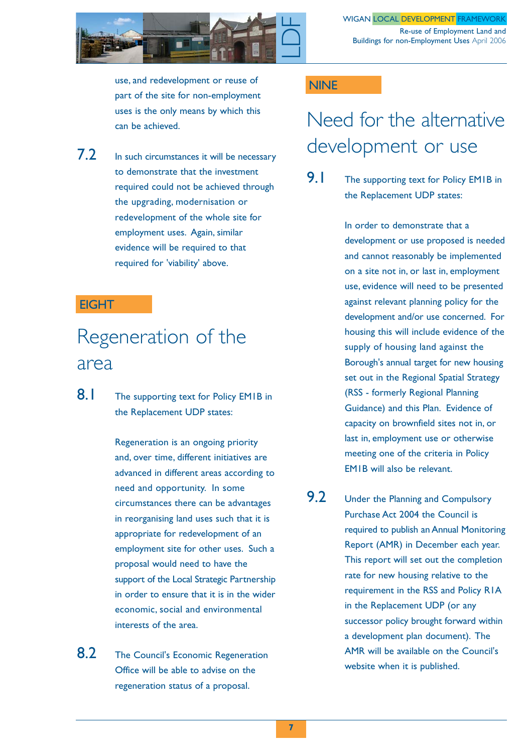use, and redevelopment or reuse of part of the site for non-employment uses is the only means by which this can be achieved.

7.2 In such circumstances it will be necessary to demonstrate that the investment required could not be achieved through the upgrading, modernisation or redevelopment of the whole site for employment uses. Again, similar evidence will be required to that required for 'viability' above.

EIGHT

# Regeneration of the area

8.1 The supporting text for Policy EM1B in the Replacement UDP states:

> Regeneration is an ongoing priority and, over time, different initiatives are advanced in different areas according to need and opportunity. In some circumstances there can be advantages in reorganising land uses such that it is appropriate for redevelopment of an employment site for other uses. Such a proposal would need to have the support of the Local Strategic Partnership in order to ensure that it is in the wider economic, social and environmental interests of the area.

8.2 The Council's Economic Regeneration Office will be able to advise on the regeneration status of a proposal.

NINE

# Need for the alternative development or use

9.1 The supporting text for Policy EM1B in the Replacement UDP states:

> In order to demonstrate that a development or use proposed is needed and cannot reasonably be implemented on a site not in, or last in, employment use, evidence will need to be presented against relevant planning policy for the development and/or use concerned. For housing this will include evidence of the supply of housing land against the Borough's annual target for new housing set out in the Regional Spatial Strategy (RSS - formerly Regional Planning Guidance) and this Plan. Evidence of capacity on brownfield sites not in, or last in, employment use or otherwise meeting one of the criteria in Policy EM1B will also be relevant.

9.2 Under the Planning and Compulsory Purchase Act 2004 the Council is required to publish an Annual Monitoring Report (AMR) in December each year. This report will set out the completion rate for new housing relative to the requirement in the RSS and Policy R1A in the Replacement UDP (or any successor policy brought forward within a development plan document). The AMR will be available on the Council's website when it is published.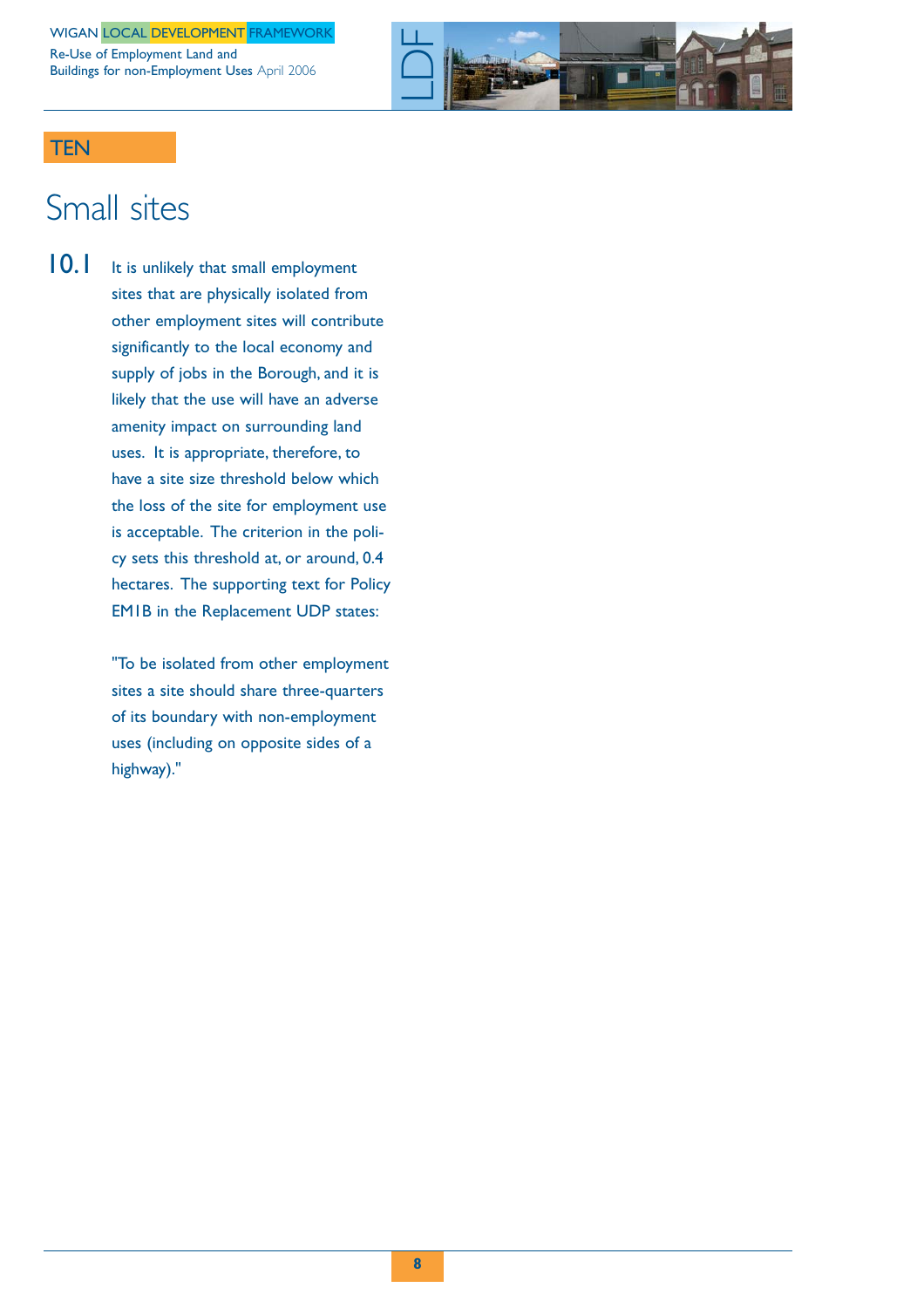## TEN

# Small sites

**10.1** It is unlikely that small employment sites that are physically isolated from other employment sites will contribute significantly to the local economy and supply of jobs in the Borough, and it is likely that the use will have an adverse amenity impact on surrounding land uses. It is appropriate, therefore, to have a site size threshold below which the loss of the site for employment use is acceptable. The criterion in the policy sets this threshold at, or around, 0.4 hectares. The supporting text for Policy EM1B in the Replacement UDP states:

"To be isolated from other employment sites a site should share three-quarters of its boundary with non-employment uses (including on opposite sides of a highway)."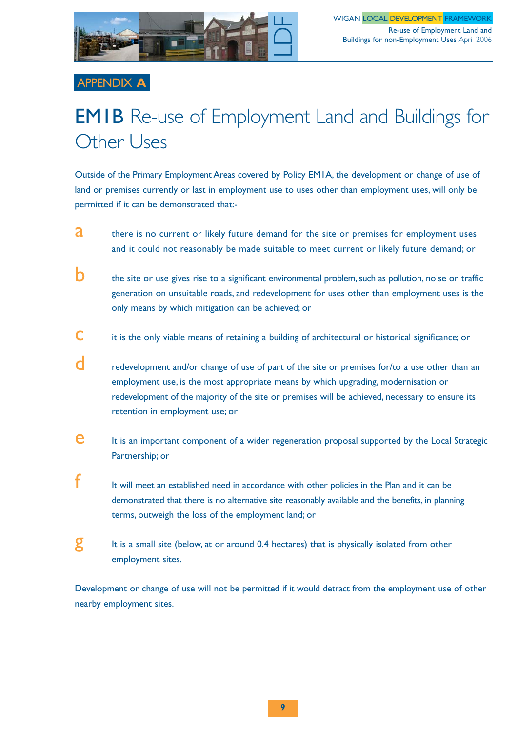## APPENDIX A

# EM1B Re-use of Employment Land and Buildings for Other Uses

Outside of the Primary Employment Areas covered by Policy EM1A, the development or change of use of land or premises currently or last in employment use to uses other than employment uses, will only be permitted if it can be demonstrated that:-

a. there is no current or likely future demand for the site or premises for employment uses and it could not reasonably be made suitable to meet current or likely future demand; or

b. the site or use gives rise to a significant environmental problem, such as pollution, noise or traffic generation on unsuitable roads, and redevelopment for uses other than employment uses is the only means by which mitigation can be achieved; or

c. it is the only viable means of retaining a building of architectural or historical significance; or

d. redevelopment and/or change of use of part of the site or premises for/to a use other than an employment use, is the most appropriate means by which upgrading, modernisation or redevelopment of the majority of the site or premises will be achieved, necessary to ensure its retention in employment use; or

e. It is an important component of a wider regeneration proposal supported by the Local Strategic Partnership; or

f. It will meet an established need in accordance with other policies in the Plan and it can be demonstrated that there is no alternative site reasonably available and the benefits, in planning terms, outweigh the loss of the employment land; or

g. It is a small site (below, at or around 0.4 hectares) that is physically isolated from other employment sites.

Development or change of use will not be permitted if it would detract from the employment use of other nearby employment sites.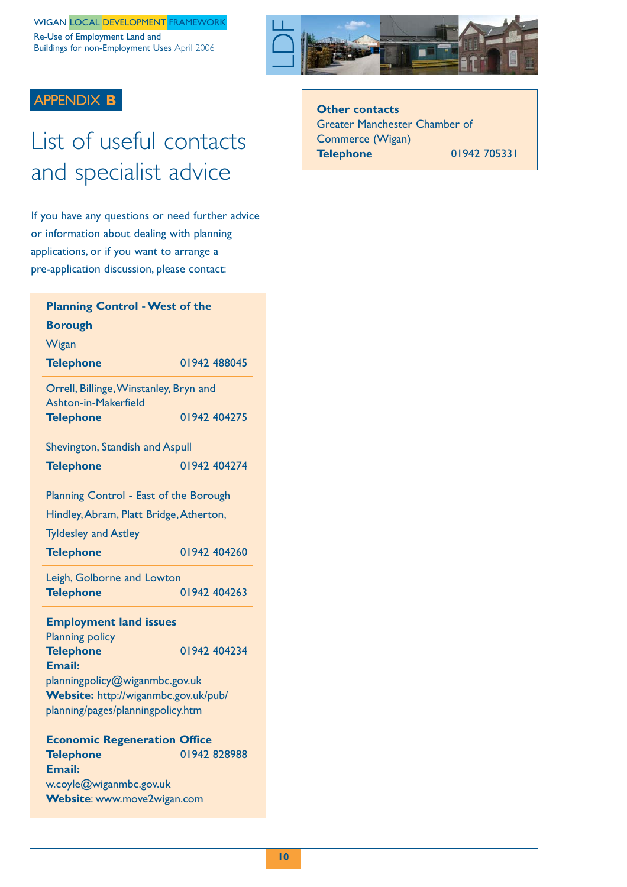## APPENDIX B

# List of useful contacts and specialist advice

If you have any questions or need further advice or information about dealing with planning applications, or if you want to arrange a pre-application discussion, please contact:

**Planning Control - West of the Borough**
Wigan
**Telephone** 01942 488045

Orrell, Billinge, Winstanley, Bryn and Ashton-in-Makerfield
**Telephone** 01942 404275

Shevington, Standish and Aspull
**Telephone** 01942 404274

Planning Control - East of the Borough
Hindley, Abram, Platt Bridge, Atherton, Tyldesley and Astley
**Telephone** 01942 404260

Leigh, Golborne and Lowton
**Telephone** 01942 404263

**Employment land issues**
Planning policy
**Telephone** 01942 404234
**Email:**
planningpolicy@wiganmbc.gov.uk
**Website:** http://wiganmbc.gov.uk/pub/planning/pages/planningpolicy.htm

**Economic Regeneration Office**
**Telephone** 01942 828988
**Email:**
w.coyle@wiganmbc.gov.uk
**Website**: www.move2wigan.com

**Other contacts**
Greater Manchester Chamber of Commerce (Wigan)
**Telephone** 01942 705331